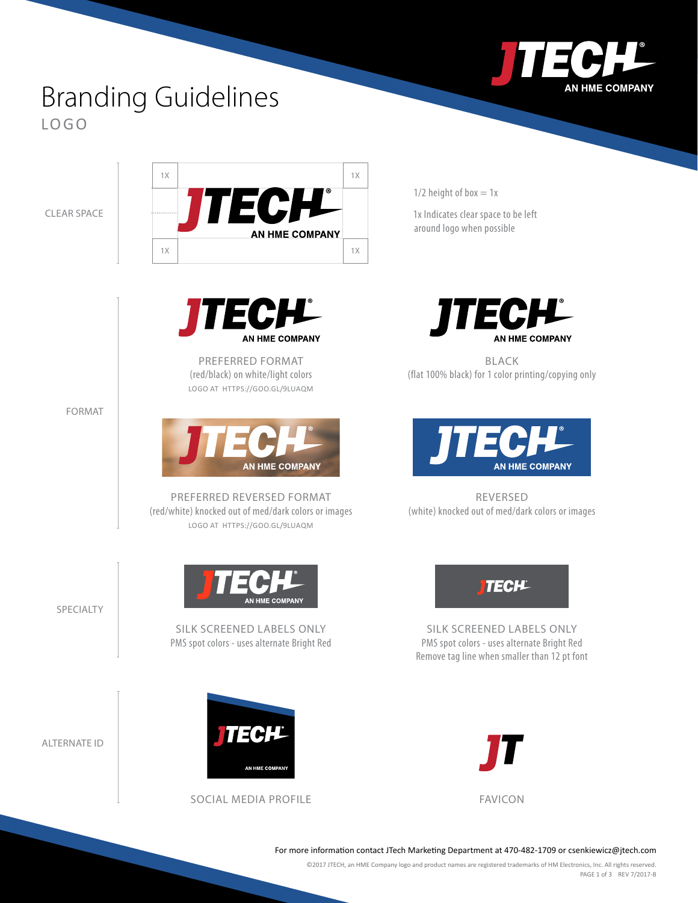# Branding Guidelines

## LOGO

### CLEAR SPACE

1/2 height of box = 1x

1x Indicates clear space to be left around logo when possible

### FORMAT

PREFERRED FORMAT
(red/black) on white/light colors
LOGO AT HTTPS://GOO.GL/9LUAQM

BLACK
(flat 100% black) for 1 color printing/copying only

PREFERRED REVERSED FORMAT
(red/white) knocked out of med/dark colors or images
LOGO AT HTTPS://GOO.GL/9LUAQM

REVERSED
(white) knocked out of med/dark colors or images

### SPECIALTY

SILK SCREENED LABELS ONLY
PMS spot colors - uses alternate Bright Red

SILK SCREENED LABELS ONLY
PMS spot colors - uses alternate Bright Red
Remove tag line when smaller than 12 pt font

### ALTERNATE ID

SOCIAL MEDIA PROFILE

FAVICON

For more information contact JTech Marketing Department at 470-482-1709 or csenkiewicz@jtech.com

©2017 JTECH, an HME Company logo and product names are registered trademarks of HM Electronics, Inc. All rights reserved.

REV 7/2017-B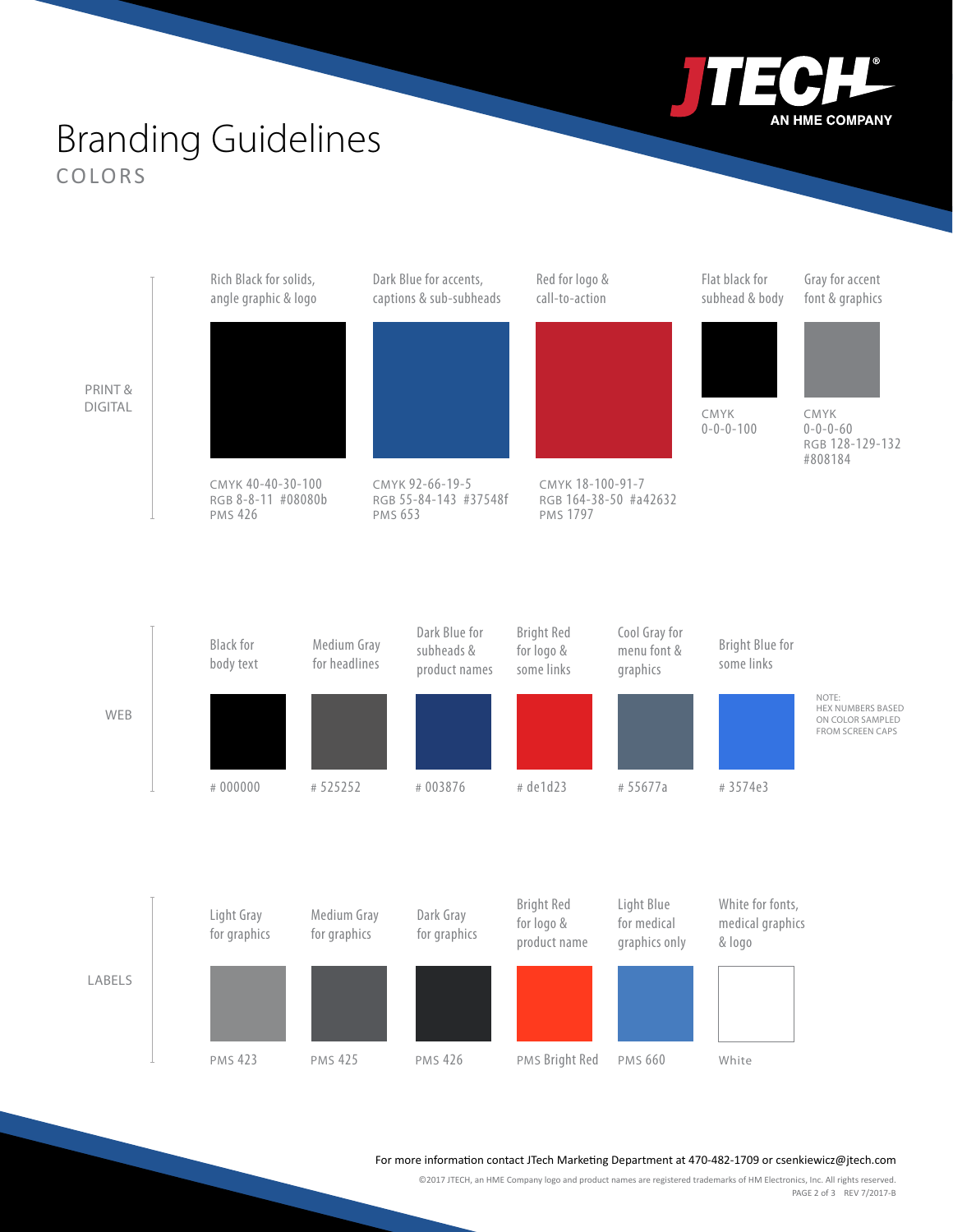# Branding Guidelines

## COLORS

### PRINT & DIGITAL

| Rich Black for solids, angle graphic & logo | Dark Blue for accents, captions & sub-subheads | Red for logo & call-to-action | Flat black for subhead & body | Gray for accent font & graphics |
|---|---|---|---|---|
| CMYK 40-40-30-100<br>RGB 8-8-11 #08080b<br>PMS 426 | CMYK 92-66-19-5<br>RGB 55-84-143 #37548f<br>PMS 653 | CMYK 18-100-91-7<br>RGB 164-38-50 #a42632<br>PMS 1797 | CMYK<br>0-0-0-100 | CMYK<br>0-0-0-60<br>RGB 128-129-132<br>#808184 |

### WEB

| Black for body text | Medium Gray for headlines | Dark Blue for subheads & product names | Bright Red for logo & some links | Cool Gray for menu font & graphics | Bright Blue for some links |
|---|---|---|---|---|---|
| # 000000 | # 525252 | # 003876 | # de1d23 | # 55677a | # 3574e3 |

NOTE: HEX NUMBERS BASED ON COLOR SAMPLED FROM SCREEN CAPS

### LABELS

| Light Gray for graphics | Medium Gray for graphics | Dark Gray for graphics | Bright Red for logo & product name | Light Blue for medical graphics only | White for fonts, medical graphics & logo |
|---|---|---|---|---|---|
| PMS 423 | PMS 425 | PMS 426 | PMS Bright Red | PMS 660 | White |

For more information contact JTech Marketing Department at 470-482-1709 or csenkiewicz@jtech.com

©2017 JTECH, an HME Company logo and product names are registered trademarks of HM Electronics, Inc. All rights reserved.

REV 7/2017-B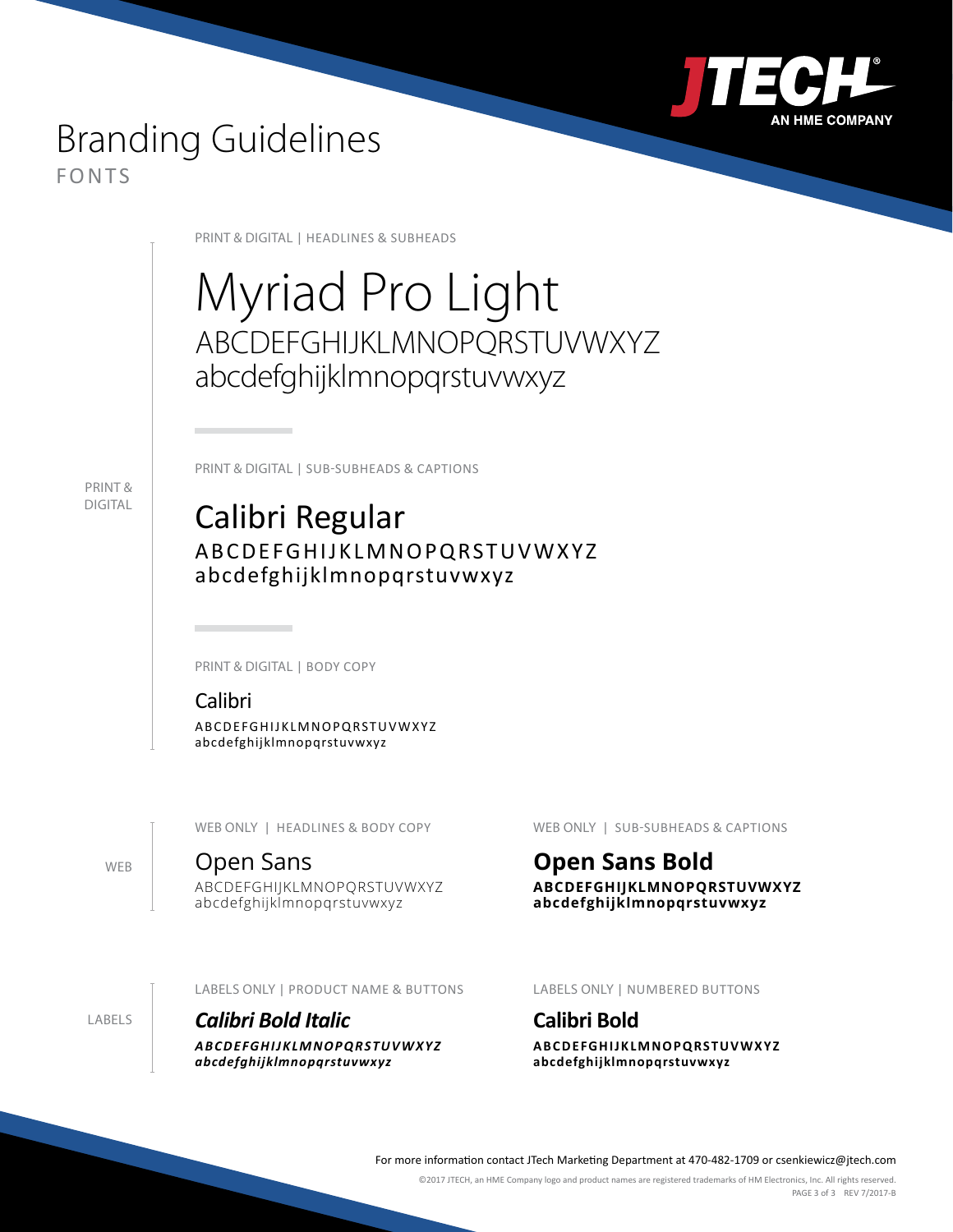JTECH®
AN HME COMPANY

# Branding Guidelines

## FONTS

### PRINT & DIGITAL

PRINT & DIGITAL | HEADLINES & SUBHEADS

Myriad Pro Light
ABCDEFGHIJKLMNOPQRSTUVWXYZ
abcdefghijklmnopqrstuvwxyz

PRINT & DIGITAL | SUB-SUBHEADS & CAPTIONS

Calibri Regular
ABCDEFGHIJKLMNOPQRSTUVWXYZ
abcdefghijklmnopqrstuvwxyz

PRINT & DIGITAL | BODY COPY

Calibri
ABCDEFGHIJKLMNOPQRSTUVWXYZ
abcdefghijklmnopqrstuvwxyz

### WEB

WEB ONLY | HEADLINES & BODY COPY

Open Sans
ABCDEFGHIJKLMNOPQRSTUVWXYZ
abcdefghijklmnopqrstuvwxyz

WEB ONLY | SUB-SUBHEADS & CAPTIONS

**Open Sans Bold**
**ABCDEFGHIJKLMNOPQRSTUVWXYZ**
**abcdefghijklmnopqrstuvwxyz**

### LABELS

LABELS ONLY | PRODUCT NAME & BUTTONS

***Calibri Bold Italic***
***ABCDEFGHIJKLMNOPQRSTUVWXYZ***
***abcdefghijklmnopqrstuvwxyz***

LABELS ONLY | NUMBERED BUTTONS

**Calibri Bold**
**ABCDEFGHIJKLMNOPQRSTUVWXYZ**
**abcdefghijklmnopqrstuvwxyz**

For more information contact JTech Marketing Department at 470-482-1709 or csenkiewicz@jtech.com

©2017 JTECH, an HME Company logo and product names are registered trademarks of HM Electronics, Inc. All rights reserved.

REV 7/2017-B